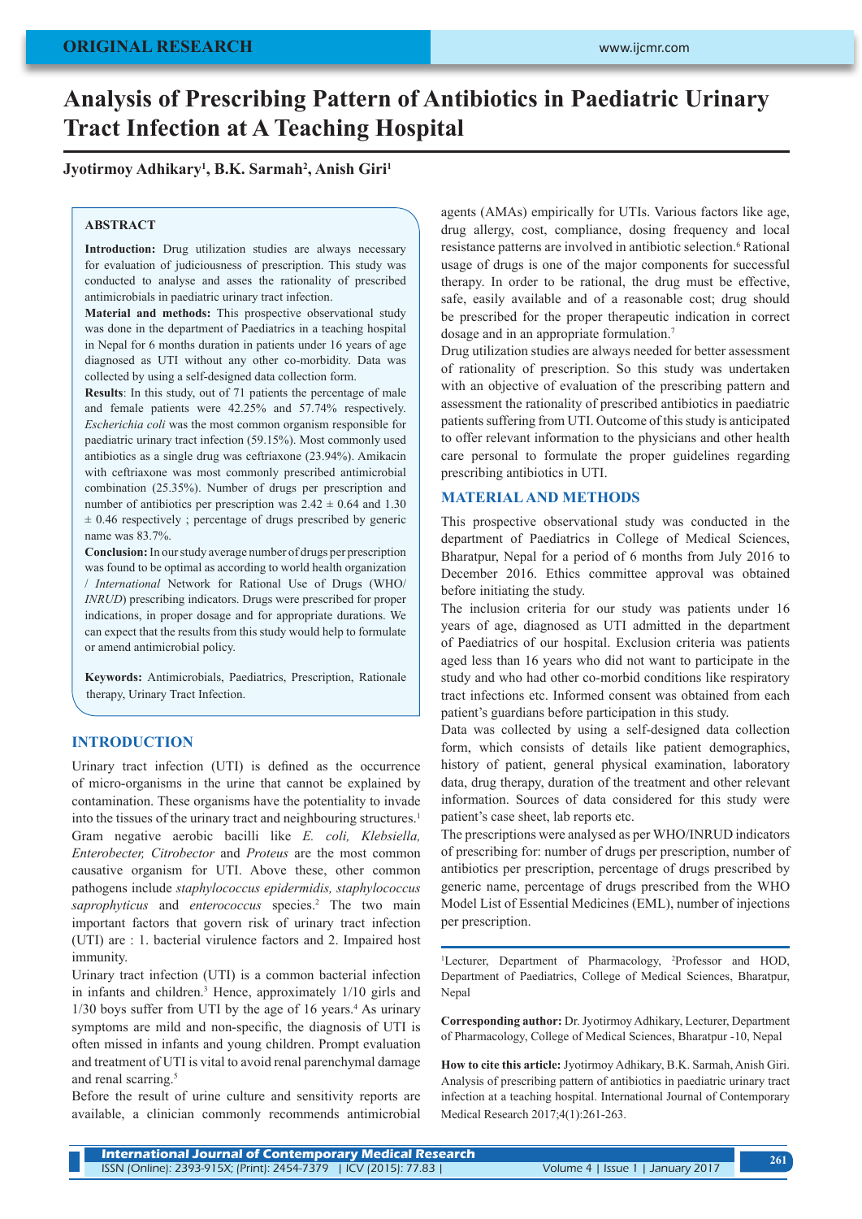ORIGINAL RESEARCH

# Analysis of Prescribing Pattern of Antibiotics in Paediatric Urinary Tract Infection at A Teaching Hospital

**Jyotirmoy Adhikary[1], B.K. Sarmah[2], Anish Giri[1]**

## ABSTRACT

**Introduction:** Drug utilization studies are always necessary for evaluation of judiciousness of prescription. This study was conducted to analyse and asses the rationality of prescribed antimicrobials in paediatric urinary tract infection.

**Material and methods:** This prospective observational study was done in the department of Paediatrics in a teaching hospital in Nepal for 6 months duration in patients under 16 years of age diagnosed as UTI without any other co-morbidity. Data was collected by using a self-designed data collection form.

**Results**: In this study, out of 71 patients the percentage of male and female patients were 42.25% and 57.74% respectively. *Escherichia coli* was the most common organism responsible for paediatric urinary tract infection (59.15%). Most commonly used antibiotics as a single drug was ceftriaxone (23.94%). Amikacin with ceftriaxone was most commonly prescribed antimicrobial combination (25.35%). Number of drugs per prescription and number of antibiotics per prescription was 2.42 ± 0.64 and 1.30 ± 0.46 respectively ; percentage of drugs prescribed by generic name was 83.7%.

**Conclusion:** In our study average number of drugs per prescription was found to be optimal as according to world health organization / *International* Network for Rational Use of Drugs (WHO/ *INRUD*) prescribing indicators. Drugs were prescribed for proper indications, in proper dosage and for appropriate durations. We can expect that the results from this study would help to formulate or amend antimicrobial policy.

**Keywords:** Antimicrobials, Paediatrics, Prescription, Rationale therapy, Urinary Tract Infection.

## INTRODUCTION

Urinary tract infection (UTI) is defined as the occurrence of micro-organisms in the urine that cannot be explained by contamination. These organisms have the potentiality to invade into the tissues of the urinary tract and neighbouring structures.[1] Gram negative aerobic bacilli like *E. coli, Klebsiella, Enterobecter, Citrobector* and *Proteus* are the most common causative organism for UTI. Above these, other common pathogens include *staphylococcus epidermidis, staphylococcus saprophyticus* and *enterococcus* species.[2] The two main important factors that govern risk of urinary tract infection (UTI) are : 1. bacterial virulence factors and 2. Impaired host immunity.

Urinary tract infection (UTI) is a common bacterial infection in infants and children.[3] Hence, approximately 1/10 girls and 1/30 boys suffer from UTI by the age of 16 years.[4] As urinary symptoms are mild and non-specific, the diagnosis of UTI is often missed in infants and young children. Prompt evaluation and treatment of UTI is vital to avoid renal parenchymal damage and renal scarring.[5]

Before the result of urine culture and sensitivity reports are available, a clinician commonly recommends antimicrobial agents (AMAs) empirically for UTIs. Various factors like age, drug allergy, cost, compliance, dosing frequency and local resistance patterns are involved in antibiotic selection.[6] Rational usage of drugs is one of the major components for successful therapy. In order to be rational, the drug must be effective, safe, easily available and of a reasonable cost; drug should be prescribed for the proper therapeutic indication in correct dosage and in an appropriate formulation.[7]

Drug utilization studies are always needed for better assessment of rationality of prescription. So this study was undertaken with an objective of evaluation of the prescribing pattern and assessment the rationality of prescribed antibiotics in paediatric patients suffering from UTI. Outcome of this study is anticipated to offer relevant information to the physicians and other health care personal to formulate the proper guidelines regarding prescribing antibiotics in UTI.

## MATERIAL AND METHODS

This prospective observational study was conducted in the department of Paediatrics in College of Medical Sciences, Bharatpur, Nepal for a period of 6 months from July 2016 to December 2016. Ethics committee approval was obtained before initiating the study.

The inclusion criteria for our study was patients under 16 years of age, diagnosed as UTI admitted in the department of Paediatrics of our hospital. Exclusion criteria was patients aged less than 16 years who did not want to participate in the study and who had other co-morbid conditions like respiratory tract infections etc. Informed consent was obtained from each patient's guardians before participation in this study.

Data was collected by using a self-designed data collection form, which consists of details like patient demographics, history of patient, general physical examination, laboratory data, drug therapy, duration of the treatment and other relevant information. Sources of data considered for this study were patient's case sheet, lab reports etc.

The prescriptions were analysed as per WHO/INRUD indicators of prescribing for: number of drugs per prescription, number of antibiotics per prescription, percentage of drugs prescribed by generic name, percentage of drugs prescribed from the WHO Model List of Essential Medicines (EML), number of injections per prescription.

---

[1]Lecturer, Department of Pharmacology, [2]Professor and HOD, Department of Paediatrics, College of Medical Sciences, Bharatpur, Nepal

**Corresponding author:** Dr. Jyotirmoy Adhikary, Lecturer, Department of Pharmacology, College of Medical Sciences, Bharatpur -10, Nepal

**How to cite this article:** Jyotirmoy Adhikary, B.K. Sarmah, Anish Giri. Analysis of prescribing pattern of antibiotics in paediatric urinary tract infection at a teaching hospital. International Journal of Contemporary Medical Research 2017;4(1):261-263.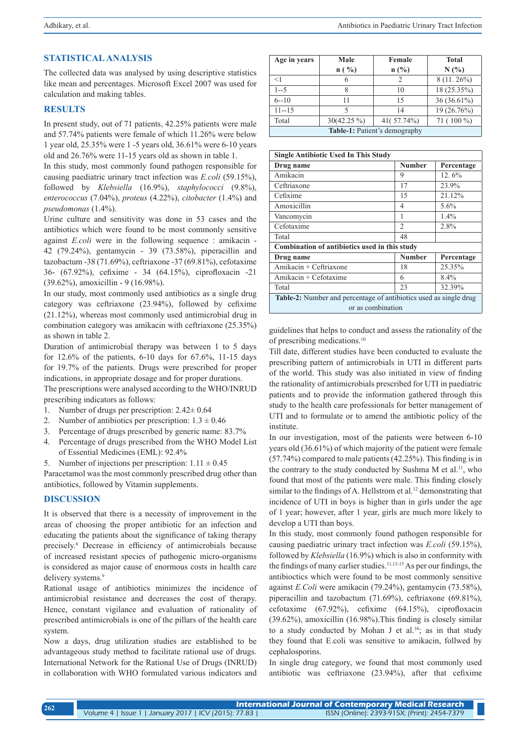## STATISTICAL ANALYSIS

The collected data was analysed by using descriptive statistics like mean and percentages. Microsoft Excel 2007 was used for calculation and making tables.

## RESULTS

In present study, out of 71 patients, 42.25% patients were male and 57.74% patients were female of which 11.26% were below 1 year old, 25.35% were 1 -5 years old, 36.61% were 6-10 years old and 26.76% were 11-15 years old as shown in table 1.

In this study, most commonly found pathogen responsible for causing paediatric urinary tract infection was *E.coli* (59.15%), followed by *Klebsiella* (16.9%), *staphylococci* (9.8%), *enterococcus* (7.04%), *proteus* (4.22%), *citobacter* (1.4%) and *pseudomonas* (1.4%).

Urine culture and sensitivity was done in 53 cases and the antibiotics which were found to be most commonly sensitive against *E.coli* were in the following sequence : amikacin - 42 (79.24%), gentamycin - 39 (73.58%), piperacillin and tazobactum -38 (71.69%), ceftriaxone -37 (69.81%), cefotaxime 36- (67.92%), cefixime - 34 (64.15%), ciprofloxacin -21 (39.62%), amoxicillin - 9 (16.98%).

In our study, most commonly used antibiotics as a single drug category was ceftriaxone (23.94%), followed by cefixime (21.12%), whereas most commonly used antimicrobial drug in combination category was amikacin with ceftriaxone (25.35%) as shown in table 2.

Duration of antimicrobial therapy was between 1 to 5 days for 12.6% of the patients, 6-10 days for 67.6%, 11-15 days for 19.7% of the patients. Drugs were prescribed for proper indications, in appropriate dosage and for proper durations.

The prescriptions were analysed according to the WHO/INRUD prescribing indicators as follows:

1. Number of drugs per prescription: 2.42± 0.64
2. Number of antibiotics per prescription: 1.3 ± 0.46
3. Percentage of drugs prescribed by generic name: 83.7%
4. Percentage of drugs prescribed from the WHO Model List of Essential Medicines (EML): 92.4%
5. Number of injections per prescription: 1.11 ± 0.45

Paracetamol was the most commonly prescribed drug other than antibiotics, followed by Vitamin supplements.

| Age in years | Male n ( %) | Female n (%) | Total N (%) |
|---|---|---|---|
| <1 | 6 | 2 | 8 (11. 26%) |
| 1--5 | 8 | 10 | 18 (25.35%) |
| 6--10 | 11 | 15 | 36 (36.61%) |
| 11--15 | 5 | 14 | 19 (26.76%) |
| Total | 30(42.25 %) | 41( 57.74%) | 71 ( 100 %) |

**Table-1:** Patient's demography

| Single Antibiotic Used In This Study | | |
|---|---|---|
| **Drug name** | **Number** | **Percentage** |
| Amikacin | 9 | 12. 6% |
| Ceftriaxone | 17 | 23.9% |
| Cefixime | 15 | 21.12% |
| Amoxicillin | 4 | 5.6% |
| Vancomycin | 1 | 1.4% |
| Cefotaxime | 2 | 2.8% |
| Total | 48 | |
| **Combination of antibiotics used in this study** | | |
| **Drug name** | **Number** | **Percentage** |
| Amikacin + Ceftriaxone | 18 | 25.35% |
| Amikacin + Cefotaxime | 6 | 8.4% |
| Total | 23 | 32.39% |

**Table-2:** Number and percentage of antibiotics used as single drug or as combination

## DISCUSSION

It is observed that there is a necessity of improvement in the areas of choosing the proper antibiotic for an infection and educating the patients about the significance of taking therapy precisely.[8] Decrease in efficiency of antimicrobials because of increased resistant species of pathogenic micro-organisms is considered as major cause of enormous costs in health care delivery systems.[9]

Rational usage of antibiotics minimizes the incidence of antimicrobial resistance and decreases the cost of therapy. Hence, constant vigilance and evaluation of rationality of prescribed antimicrobials is one of the pillars of the health care system.

Now a days, drug utilization studies are established to be advantageous study method to facilitate rational use of drugs. International Network for the Rational Use of Drugs (INRUD) in collaboration with WHO formulated various indicators and guidelines that helps to conduct and assess the rationality of the of prescribing medications.[10]

Till date, different studies have been conducted to evaluate the prescribing pattern of antimicrobials in UTI in different parts of the world. This study was also initiated in view of finding the rationality of antimicrobials prescribed for UTI in paediatric patients and to provide the information gathered through this study to the health care professionals for better management of UTI and to formulate or to amend the antibiotic policy of the institute.

In our investigation, most of the patients were between 6-10 years old (36.61%) of which majority of the patient were female (57.74%) compared to male patients (42.25%). This finding is in the contrary to the study conducted by Sushma M et al.[11], who found that most of the patients were male. This finding closely similar to the findings of A. Hellstrom et al.[12] demonstrating that incidence of UTI in boys is higher than in girls under the age of 1 year; however, after 1 year, girls are much more likely to develop a UTI than boys.

In this study, most commonly found pathogen responsible for causing paediatric urinary tract infection was *E.coli* (59.15%), followed by *Klebsiella* (16.9%) which is also in conformity with the findings of many earlier studies.[11,13-15] As per our findings, the antibioctics which were found to be most commonly sensitive against *E.Coli* were amikacin (79.24%), gentamycin (73.58%), piperacillin and tazobactum (71.69%), ceftriaxone (69.81%), cefotaxime (67.92%), cefixime (64.15%), ciprofloxacin (39.62%), amoxicillin (16.98%).This finding is closely similar to a study conducted by Mohan J et al.[16]; as in that study they found that E.coli was sensitive to amikacin, follwed by cephalosporins.

In single drug category, we found that most commonly used antibiotic was ceftriaxone (23.94%), after that cefixime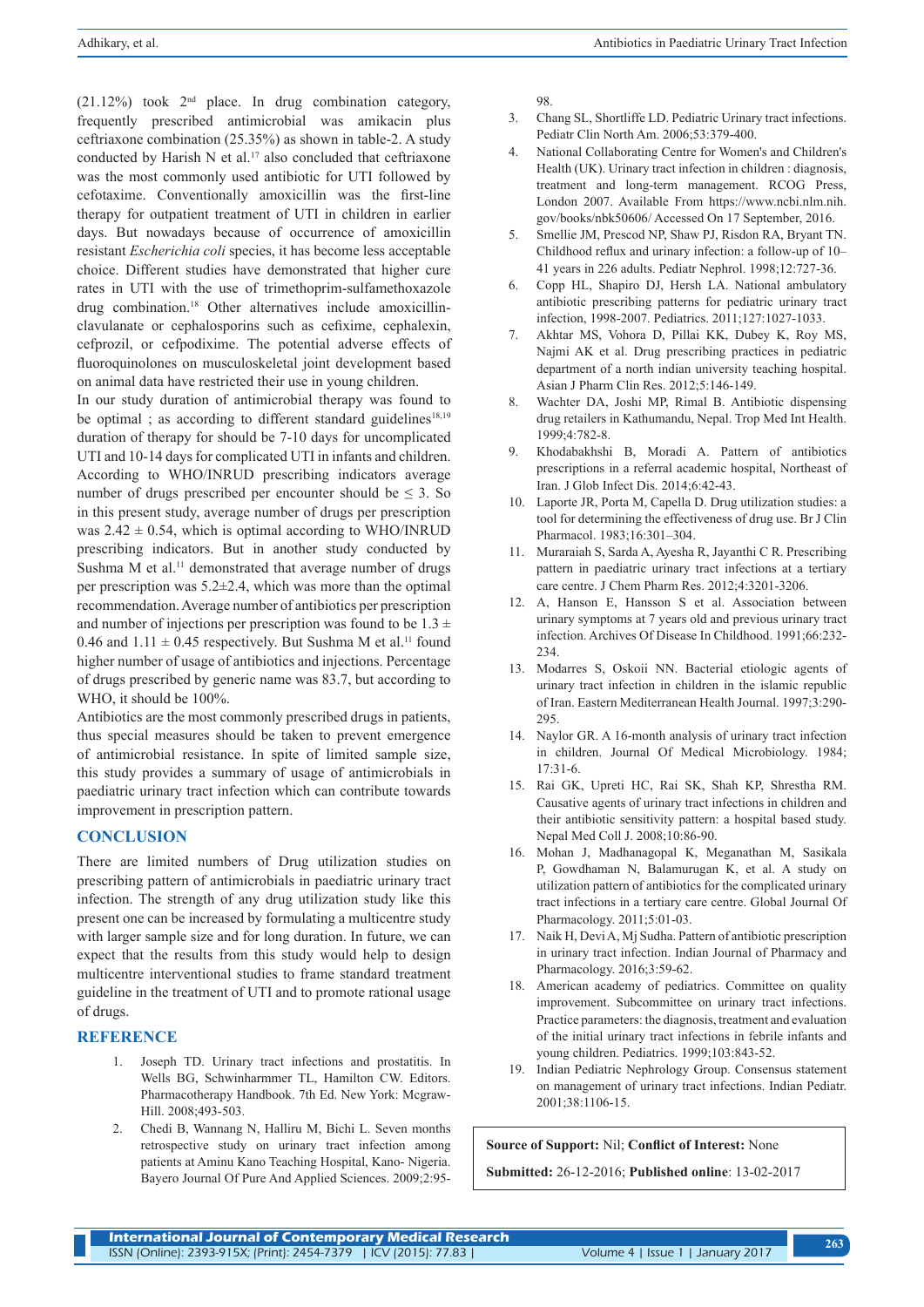(21.12%) took 2nd place. In drug combination category, frequently prescribed antimicrobial was amikacin plus ceftriaxone combination (25.35%) as shown in table-2. A study conducted by Harish N et al.[17] also concluded that ceftriaxone was the most commonly used antibiotic for UTI followed by cefotaxime. Conventionally amoxicillin was the first-line therapy for outpatient treatment of UTI in children in earlier days. But nowadays because of occurrence of amoxicillin resistant *Escherichia coli* species, it has become less acceptable choice. Different studies have demonstrated that higher cure rates in UTI with the use of trimethoprim-sulfamethoxazole drug combination.[18] Other alternatives include amoxicillin-clavulanate or cephalosporins such as cefixime, cephalexin, cefprozil, or cefpodixime. The potential adverse effects of fluoroquinolones on musculoskeletal joint development based on animal data have restricted their use in young children.

In our study duration of antimicrobial therapy was found to be optimal ; as according to different standard guidelines[18,19] duration of therapy for should be 7-10 days for uncomplicated UTI and 10-14 days for complicated UTI in infants and children. According to WHO/INRUD prescribing indicators average number of drugs prescribed per encounter should be $\leq 3$. So in this present study, average number of drugs per prescription was $2.42 \pm 0.54$, which is optimal according to WHO/INRUD prescribing indicators. But in another study conducted by Sushma M et al.[11] demonstrated that average number of drugs per prescription was $5.2 \pm 2.4$, which was more than the optimal recommendation. Average number of antibiotics per prescription and number of injections per prescription was found to be $1.3 \pm 0.46$ and $1.11 \pm 0.45$ respectively. But Sushma M et al.[11] found higher number of usage of antibiotics and injections. Percentage of drugs prescribed by generic name was 83.7, but according to WHO, it should be 100%.

Antibiotics are the most commonly prescribed drugs in patients, thus special measures should be taken to prevent emergence of antimicrobial resistance. In spite of limited sample size, this study provides a summary of usage of antimicrobials in paediatric urinary tract infection which can contribute towards improvement in prescription pattern.

## CONCLUSION

There are limited numbers of Drug utilization studies on prescribing pattern of antimicrobials in paediatric urinary tract infection. The strength of any drug utilization study like this present one can be increased by formulating a multicentre study with larger sample size and for long duration. In future, we can expect that the results from this study would help to design multicentre interventional studies to frame standard treatment guideline in the treatment of UTI and to promote rational usage of drugs.

## REFERENCE

1. Joseph TD. Urinary tract infections and prostatitis. In Wells BG, Schwinhammer TL, Hamilton CW. Editors. Pharmacotherapy Handbook. 7th Ed. New York: Mcgraw-Hill. 2008;493-503.
2. Chedi B, Wannang N, Halliru M, Bichi L. Seven months retrospective study on urinary tract infection among patients at Aminu Kano Teaching Hospital, Kano- Nigeria. Bayero Journal Of Pure And Applied Sciences. 2009;2:95-98.
3. Chang SL, Shortliffe LD. Pediatric Urinary tract infections. Pediatr Clin North Am. 2006;53:379-400.
4. National Collaborating Centre for Women's and Children's Health (UK). Urinary tract infection in children : diagnosis, treatment and long-term management. RCOG Press, London 2007. Available From https://www.ncbi.nlm.nih.gov/books/nbk50606/ Accessed On 17 September, 2016.
5. Smellie JM, Prescod NP, Shaw PJ, Risdon RA, Bryant TN. Childhood reflux and urinary infection: a follow-up of 10–41 years in 226 adults. Pediatr Nephrol. 1998;12:727-36.
6. Copp HL, Shapiro DJ, Hersh LA. National ambulatory antibiotic prescribing patterns for pediatric urinary tract infection, 1998-2007. Pediatrics. 2011;127:1027-1033.
7. Akhtar MS, Vohora D, Pillai KK, Dubey K, Roy MS, Najmi AK et al. Drug prescribing practices in pediatric department of a north indian university teaching hospital. Asian J Pharm Clin Res. 2012;5:146-149.
8. Wachter DA, Joshi MP, Rimal B. Antibiotic dispensing drug retailers in Kathumandu, Nepal. Trop Med Int Health. 1999;4:782-8.
9. Khodabakhshi B, Moradi A. Pattern of antibiotics prescriptions in a referral academic hospital, Northeast of Iran. J Glob Infect Dis. 2014;6:42-43.
10. Laporte JR, Porta M, Capella D. Drug utilization studies: a tool for determining the effectiveness of drug use. Br J Clin Pharmacol. 1983;16:301–304.
11. Muraraiah S, Sarda A, Ayesha R, Jayanthi C R. Prescribing pattern in paediatric urinary tract infections at a tertiary care centre. J Chem Pharm Res. 2012;4:3201-3206.
12. A, Hanson E, Hansson S et al. Association between urinary symptoms at 7 years old and previous urinary tract infection. Archives Of Disease In Childhood. 1991;66:232-234.
13. Modarres S, Oskoii NN. Bacterial etiologic agents of urinary tract infection in children in the islamic republic of Iran. Eastern Mediterranean Health Journal. 1997;3:290-295.
14. Naylor GR. A 16-month analysis of urinary tract infection in children. Journal Of Medical Microbiology. 1984; 17:31-6.
15. Rai GK, Upreti HC, Rai SK, Shah KP, Shrestha RM. Causative agents of urinary tract infections in children and their antibiotic sensitivity pattern: a hospital based study. Nepal Med Coll J. 2008;10:86-90.
16. Mohan J, Madhanagopal K, Meganathan M, Sasikala P, Gowdhaman N, Balamurugan K, et al. A study on utilization pattern of antibiotics for the complicated urinary tract infections in a tertiary care centre. Global Journal Of Pharmacology. 2011;5:01-03.
17. Naik H, Devi A, Mj Sudha. Pattern of antibiotic prescription in urinary tract infection. Indian Journal of Pharmacy and Pharmacology. 2016;3:59-62.
18. American academy of pediatrics. Committee on quality improvement. Subcommittee on urinary tract infections. Practice parameters: the diagnosis, treatment and evaluation of the initial urinary tract infections in febrile infants and young children. Pediatrics. 1999;103:843-52.
19. Indian Pediatric Nephrology Group. Consensus statement on management of urinary tract infections. Indian Pediatr. 2001;38:1106-15.

**Source of Support:** Nil; **Conflict of Interest:** None

**Submitted:** 26-12-2016; **Published online**: 13-02-2017